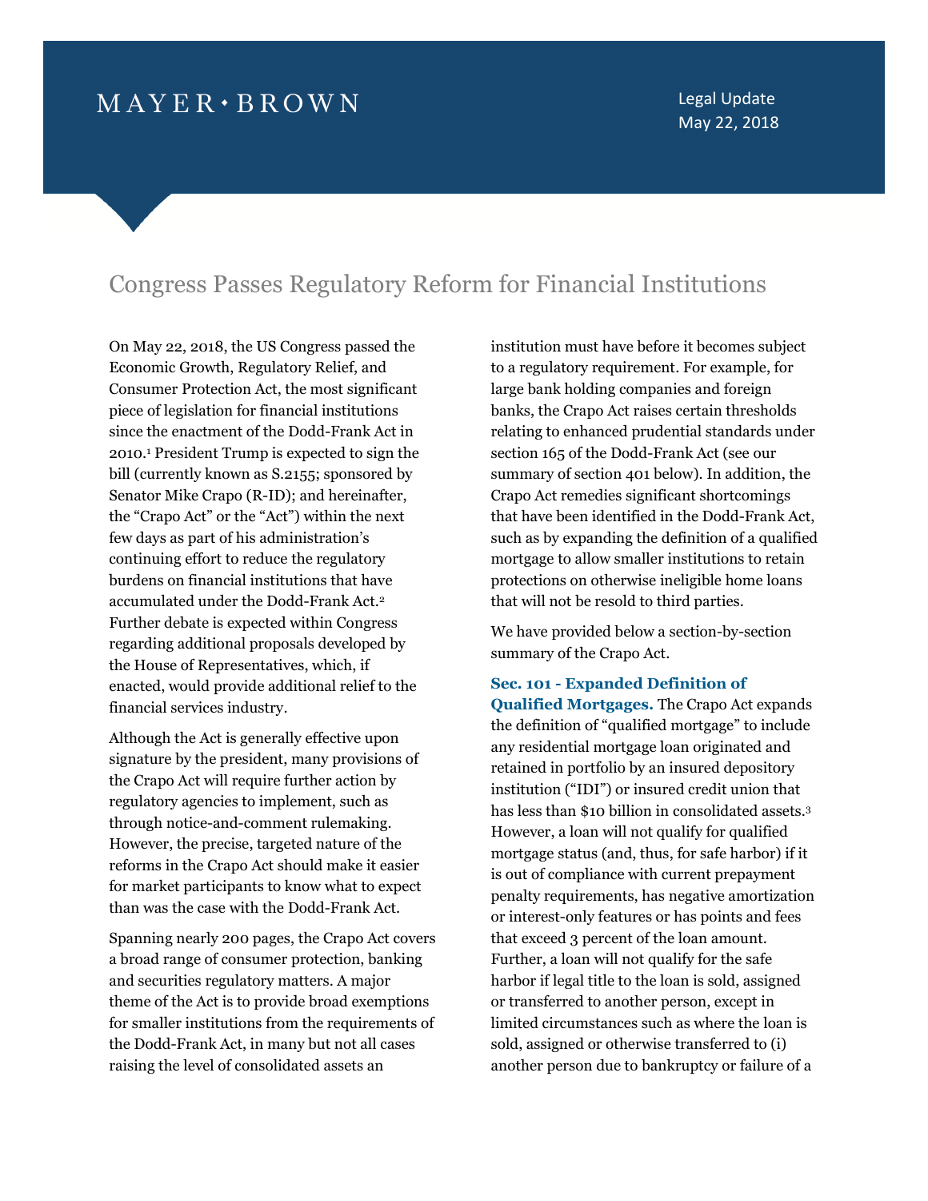MAYER • BROWN

Legal Update
May 22, 2018

# Congress Passes Regulatory Reform for Financial Institutions

On May 22, 2018, the US Congress passed the Economic Growth, Regulatory Relief, and Consumer Protection Act, the most significant piece of legislation for financial institutions since the enactment of the Dodd-Frank Act in 2010.[1] President Trump is expected to sign the bill (currently known as S.2155; sponsored by Senator Mike Crapo (R-ID); and hereinafter, the "Crapo Act" or the "Act") within the next few days as part of his administration's continuing effort to reduce the regulatory burdens on financial institutions that have accumulated under the Dodd-Frank Act.[2] Further debate is expected within Congress regarding additional proposals developed by the House of Representatives, which, if enacted, would provide additional relief to the financial services industry.

Although the Act is generally effective upon signature by the president, many provisions of the Crapo Act will require further action by regulatory agencies to implement, such as through notice-and-comment rulemaking. However, the precise, targeted nature of the reforms in the Crapo Act should make it easier for market participants to know what to expect than was the case with the Dodd-Frank Act.

Spanning nearly 200 pages, the Crapo Act covers a broad range of consumer protection, banking and securities regulatory matters. A major theme of the Act is to provide broad exemptions for smaller institutions from the requirements of the Dodd-Frank Act, in many but not all cases raising the level of consolidated assets an institution must have before it becomes subject to a regulatory requirement. For example, for large bank holding companies and foreign banks, the Crapo Act raises certain thresholds relating to enhanced prudential standards under section 165 of the Dodd-Frank Act (see our summary of section 401 below). In addition, the Crapo Act remedies significant shortcomings that have been identified in the Dodd-Frank Act, such as by expanding the definition of a qualified mortgage to allow smaller institutions to retain protections on otherwise ineligible home loans that will not be resold to third parties.

We have provided below a section-by-section summary of the Crapo Act.

**Sec. 101 - Expanded Definition of Qualified Mortgages.** The Crapo Act expands the definition of "qualified mortgage" to include any residential mortgage loan originated and retained in portfolio by an insured depository institution ("IDI") or insured credit union that has less than $10 billion in consolidated assets.[3] However, a loan will not qualify for qualified mortgage status (and, thus, for safe harbor) if it is out of compliance with current prepayment penalty requirements, has negative amortization or interest-only features or has points and fees that exceed 3 percent of the loan amount. Further, a loan will not qualify for the safe harbor if legal title to the loan is sold, assigned or transferred to another person, except in limited circumstances such as where the loan is sold, assigned or otherwise transferred to (i) another person due to bankruptcy or failure of a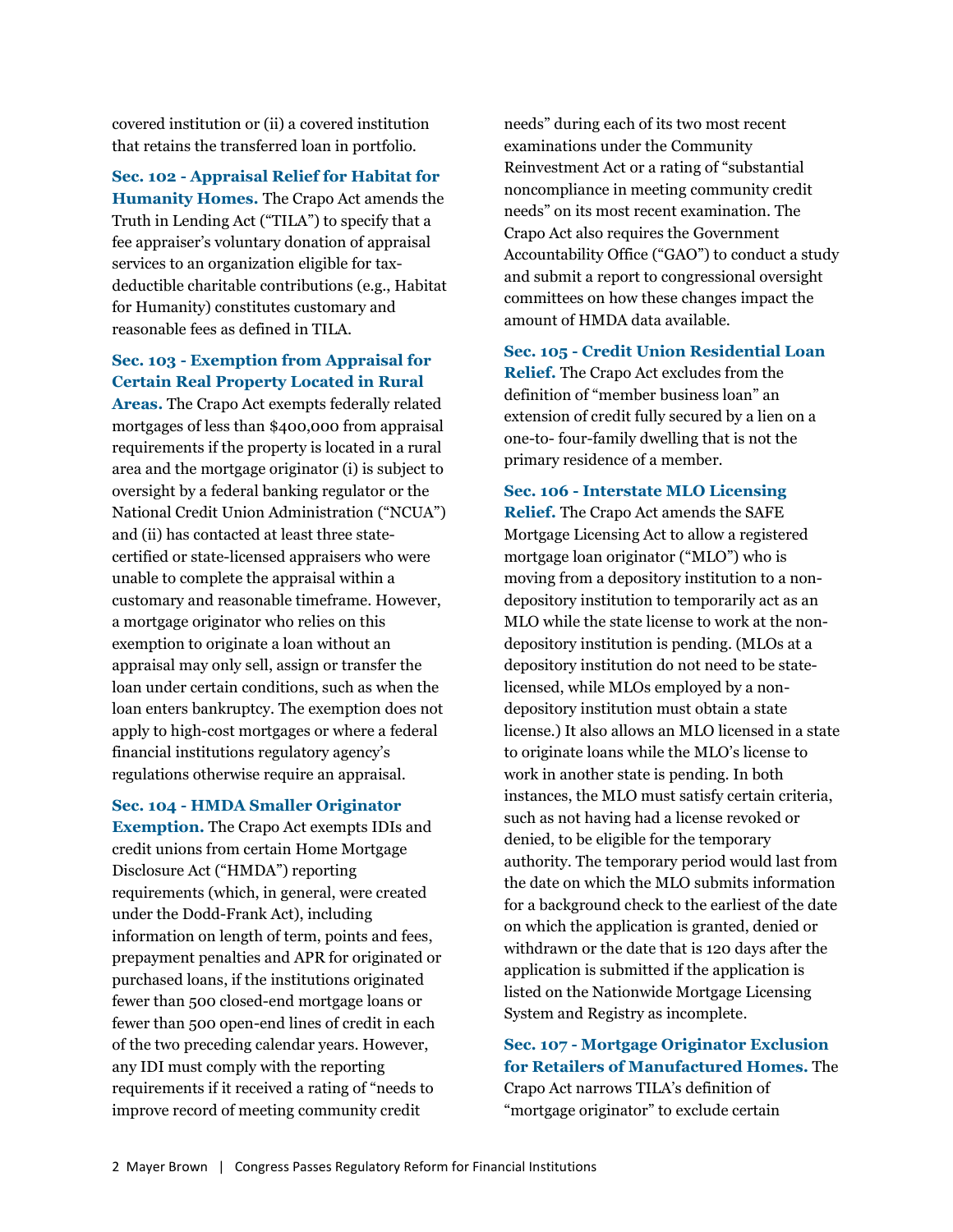covered institution or (ii) a covered institution that retains the transferred loan in portfolio.

**Sec. 102 - Appraisal Relief for Habitat for Humanity Homes.** The Crapo Act amends the Truth in Lending Act ("TILA") to specify that a fee appraiser's voluntary donation of appraisal services to an organization eligible for tax-deductible charitable contributions (e.g., Habitat for Humanity) constitutes customary and reasonable fees as defined in TILA.

**Sec. 103 - Exemption from Appraisal for Certain Real Property Located in Rural Areas.** The Crapo Act exempts federally related mortgages of less than $400,000 from appraisal requirements if the property is located in a rural area and the mortgage originator (i) is subject to oversight by a federal banking regulator or the National Credit Union Administration ("NCUA") and (ii) has contacted at least three state-certified or state-licensed appraisers who were unable to complete the appraisal within a customary and reasonable timeframe. However, a mortgage originator who relies on this exemption to originate a loan without an appraisal may only sell, assign or transfer the loan under certain conditions, such as when the loan enters bankruptcy. The exemption does not apply to high-cost mortgages or where a federal financial institutions regulatory agency's regulations otherwise require an appraisal.

**Sec. 104 - HMDA Smaller Originator Exemption.** The Crapo Act exempts IDIs and credit unions from certain Home Mortgage Disclosure Act ("HMDA") reporting requirements (which, in general, were created under the Dodd-Frank Act), including information on length of term, points and fees, prepayment penalties and APR for originated or purchased loans, if the institutions originated fewer than 500 closed-end mortgage loans or fewer than 500 open-end lines of credit in each of the two preceding calendar years. However, any IDI must comply with the reporting requirements if it received a rating of "needs to improve record of meeting community credit needs" during each of its two most recent examinations under the Community Reinvestment Act or a rating of "substantial noncompliance in meeting community credit needs" on its most recent examination. The Crapo Act also requires the Government Accountability Office ("GAO") to conduct a study and submit a report to congressional oversight committees on how these changes impact the amount of HMDA data available.

**Sec. 105 - Credit Union Residential Loan Relief.** The Crapo Act excludes from the definition of "member business loan" an extension of credit fully secured by a lien on a one-to- four-family dwelling that is not the primary residence of a member.

**Sec. 106 - Interstate MLO Licensing Relief.** The Crapo Act amends the SAFE Mortgage Licensing Act to allow a registered mortgage loan originator ("MLO") who is moving from a depository institution to a non-depository institution to temporarily act as an MLO while the state license to work at the non-depository institution is pending. (MLOs at a depository institution do not need to be state-licensed, while MLOs employed by a non-depository institution must obtain a state license.) It also allows an MLO licensed in a state to originate loans while the MLO's license to work in another state is pending. In both instances, the MLO must satisfy certain criteria, such as not having had a license revoked or denied, to be eligible for the temporary authority. The temporary period would last from the date on which the MLO submits information for a background check to the earliest of the date on which the application is granted, denied or withdrawn or the date that is 120 days after the application is submitted if the application is listed on the Nationwide Mortgage Licensing System and Registry as incomplete.

**Sec. 107 - Mortgage Originator Exclusion for Retailers of Manufactured Homes.** The Crapo Act narrows TILA's definition of "mortgage originator" to exclude certain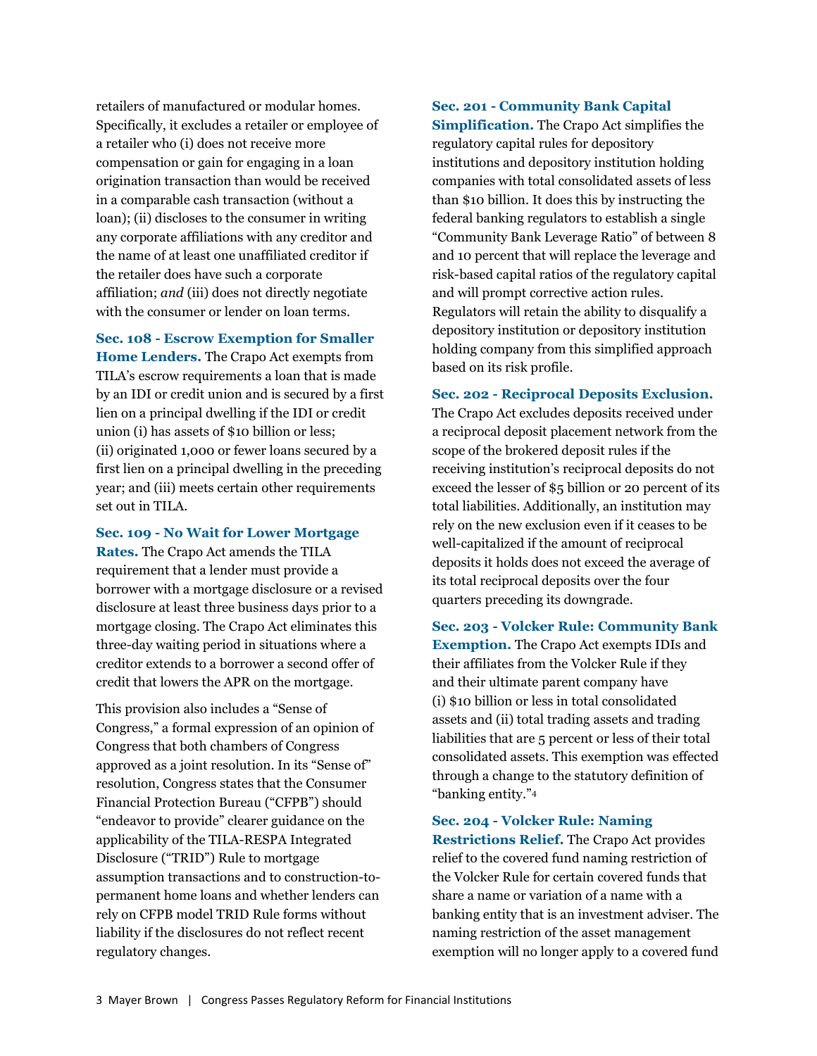retailers of manufactured or modular homes. Specifically, it excludes a retailer or employee of a retailer who (i) does not receive more compensation or gain for engaging in a loan origination transaction than would be received in a comparable cash transaction (without a loan); (ii) discloses to the consumer in writing any corporate affiliations with any creditor and the name of at least one unaffiliated creditor if the retailer does have such a corporate affiliation; *and* (iii) does not directly negotiate with the consumer or lender on loan terms.

**Sec. 108 - Escrow Exemption for Smaller Home Lenders.** The Crapo Act exempts from TILA's escrow requirements a loan that is made by an IDI or credit union and is secured by a first lien on a principal dwelling if the IDI or credit union (i) has assets of $10 billion or less; (ii) originated 1,000 or fewer loans secured by a first lien on a principal dwelling in the preceding year; and (iii) meets certain other requirements set out in TILA.

**Sec. 109 - No Wait for Lower Mortgage Rates.** The Crapo Act amends the TILA requirement that a lender must provide a borrower with a mortgage disclosure or a revised disclosure at least three business days prior to a mortgage closing. The Crapo Act eliminates this three-day waiting period in situations where a creditor extends to a borrower a second offer of credit that lowers the APR on the mortgage.

This provision also includes a "Sense of Congress," a formal expression of an opinion of Congress that both chambers of Congress approved as a joint resolution. In its "Sense of" resolution, Congress states that the Consumer Financial Protection Bureau ("CFPB") should "endeavor to provide" clearer guidance on the applicability of the TILA-RESPA Integrated Disclosure ("TRID") Rule to mortgage assumption transactions and to construction-to-permanent home loans and whether lenders can rely on CFPB model TRID Rule forms without liability if the disclosures do not reflect recent regulatory changes.

**Sec. 201 - Community Bank Capital Simplification.** The Crapo Act simplifies the regulatory capital rules for depository institutions and depository institution holding companies with total consolidated assets of less than $10 billion. It does this by instructing the federal banking regulators to establish a single "Community Bank Leverage Ratio" of between 8 and 10 percent that will replace the leverage and risk-based capital ratios of the regulatory capital and will prompt corrective action rules. Regulators will retain the ability to disqualify a depository institution or depository institution holding company from this simplified approach based on its risk profile.

**Sec. 202 - Reciprocal Deposits Exclusion.** The Crapo Act excludes deposits received under a reciprocal deposit placement network from the scope of the brokered deposit rules if the receiving institution's reciprocal deposits do not exceed the lesser of $5 billion or 20 percent of its total liabilities. Additionally, an institution may rely on the new exclusion even if it ceases to be well-capitalized if the amount of reciprocal deposits it holds does not exceed the average of its total reciprocal deposits over the four quarters preceding its downgrade.

**Sec. 203 - Volcker Rule: Community Bank Exemption.** The Crapo Act exempts IDIs and their affiliates from the Volcker Rule if they and their ultimate parent company have (i) $10 billion or less in total consolidated assets and (ii) total trading assets and trading liabilities that are 5 percent or less of their total consolidated assets. This exemption was effected through a change to the statutory definition of "banking entity."[4]

**Sec. 204 - Volcker Rule: Naming Restrictions Relief.** The Crapo Act provides relief to the covered fund naming restriction of the Volcker Rule for certain covered funds that share a name or variation of a name with a banking entity that is an investment adviser. The naming restriction of the asset management exemption will no longer apply to a covered fund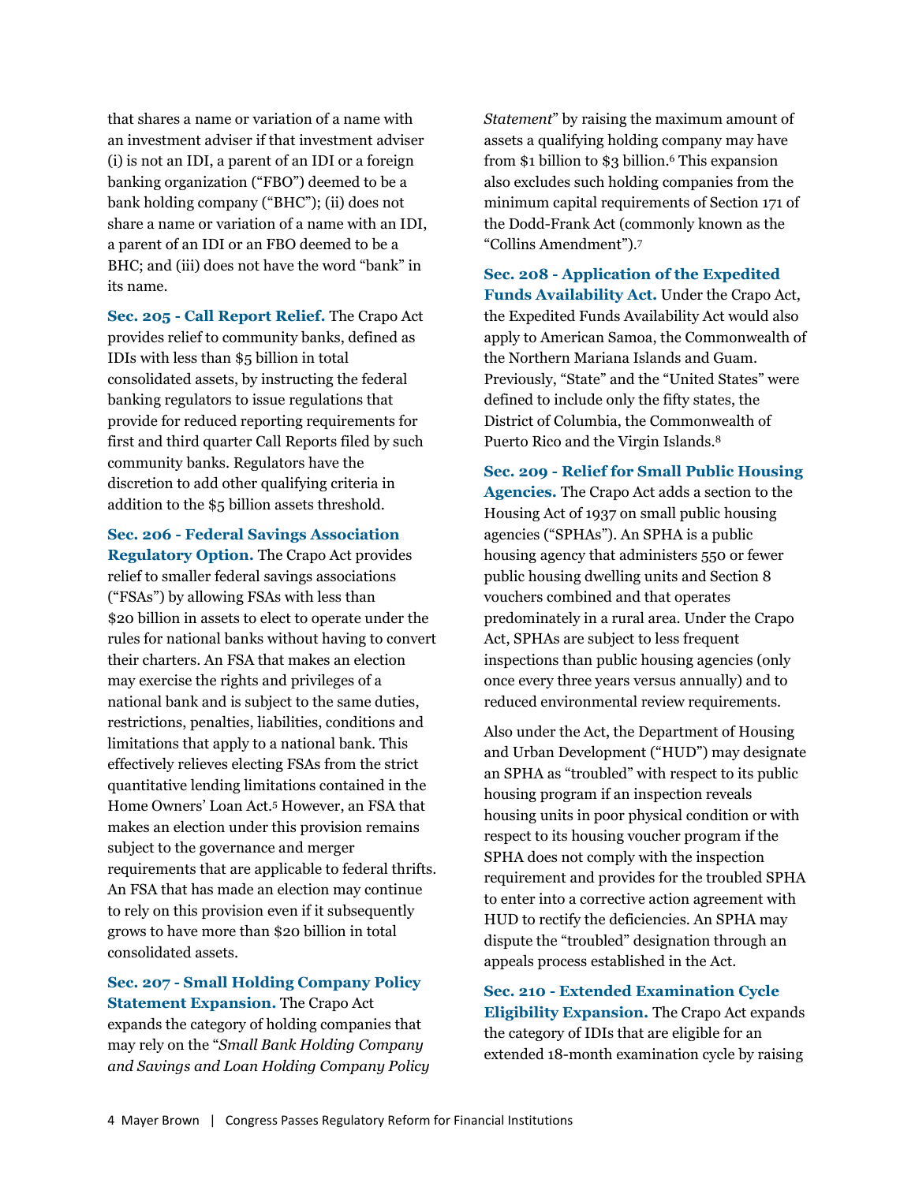that shares a name or variation of a name with an investment adviser if that investment adviser (i) is not an IDI, a parent of an IDI or a foreign banking organization ("FBO") deemed to be a bank holding company ("BHC"); (ii) does not share a name or variation of a name with an IDI, a parent of an IDI or an FBO deemed to be a BHC; and (iii) does not have the word "bank" in its name.

**Sec. 205 - Call Report Relief.** The Crapo Act provides relief to community banks, defined as IDIs with less than $5 billion in total consolidated assets, by instructing the federal banking regulators to issue regulations that provide for reduced reporting requirements for first and third quarter Call Reports filed by such community banks. Regulators have the discretion to add other qualifying criteria in addition to the $5 billion assets threshold.

**Sec. 206 - Federal Savings Association Regulatory Option.** The Crapo Act provides relief to smaller federal savings associations ("FSAs") by allowing FSAs with less than $20 billion in assets to elect to operate under the rules for national banks without having to convert their charters. An FSA that makes an election may exercise the rights and privileges of a national bank and is subject to the same duties, restrictions, penalties, liabilities, conditions and limitations that apply to a national bank. This effectively relieves electing FSAs from the strict quantitative lending limitations contained in the Home Owners' Loan Act.[5] However, an FSA that makes an election under this provision remains subject to the governance and merger requirements that are applicable to federal thrifts. An FSA that has made an election may continue to rely on this provision even if it subsequently grows to have more than $20 billion in total consolidated assets.

**Sec. 207 - Small Holding Company Policy Statement Expansion.** The Crapo Act expands the category of holding companies that may rely on the "*Small Bank Holding Company and Savings and Loan Holding Company Policy Statement*" by raising the maximum amount of assets a qualifying holding company may have from $1 billion to $3 billion.[6] This expansion also excludes such holding companies from the minimum capital requirements of Section 171 of the Dodd-Frank Act (commonly known as the "Collins Amendment").[7]

**Sec. 208 - Application of the Expedited Funds Availability Act.** Under the Crapo Act, the Expedited Funds Availability Act would also apply to American Samoa, the Commonwealth of the Northern Mariana Islands and Guam. Previously, "State" and the "United States" were defined to include only the fifty states, the District of Columbia, the Commonwealth of Puerto Rico and the Virgin Islands.[8]

**Sec. 209 - Relief for Small Public Housing Agencies.** The Crapo Act adds a section to the Housing Act of 1937 on small public housing agencies ("SPHAs"). An SPHA is a public housing agency that administers 550 or fewer public housing dwelling units and Section 8 vouchers combined and that operates predominately in a rural area. Under the Crapo Act, SPHAs are subject to less frequent inspections than public housing agencies (only once every three years versus annually) and to reduced environmental review requirements.

Also under the Act, the Department of Housing and Urban Development ("HUD") may designate an SPHA as "troubled" with respect to its public housing program if an inspection reveals housing units in poor physical condition or with respect to its housing voucher program if the SPHA does not comply with the inspection requirement and provides for the troubled SPHA to enter into a corrective action agreement with HUD to rectify the deficiencies. An SPHA may dispute the "troubled" designation through an appeals process established in the Act.

**Sec. 210 - Extended Examination Cycle Eligibility Expansion.** The Crapo Act expands the category of IDIs that are eligible for an extended 18-month examination cycle by raising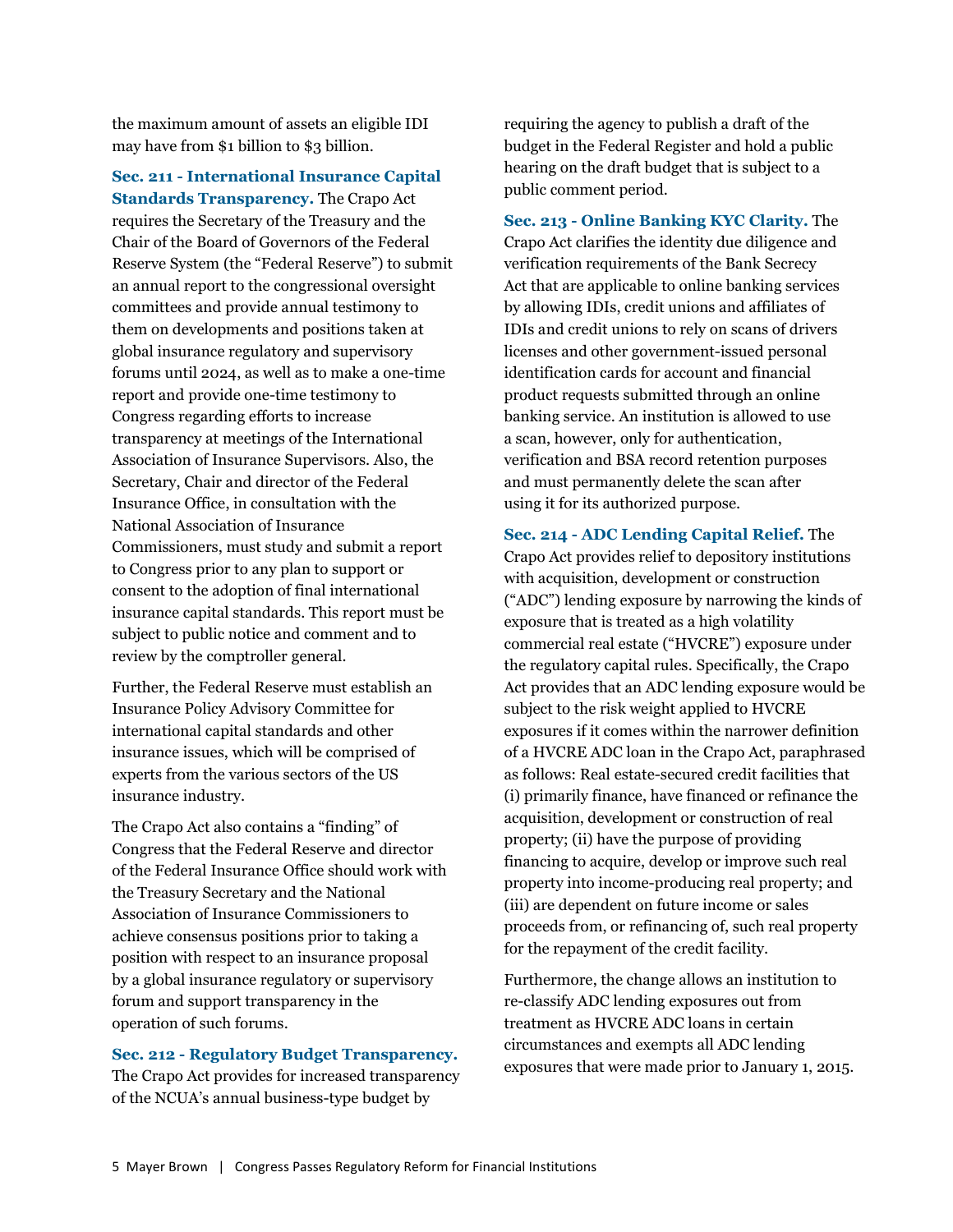the maximum amount of assets an eligible IDI may have from $1 billion to $3 billion.

**Sec. 211 - International Insurance Capital Standards Transparency.** The Crapo Act requires the Secretary of the Treasury and the Chair of the Board of Governors of the Federal Reserve System (the "Federal Reserve") to submit an annual report to the congressional oversight committees and provide annual testimony to them on developments and positions taken at global insurance regulatory and supervisory forums until 2024, as well as to make a one-time report and provide one-time testimony to Congress regarding efforts to increase transparency at meetings of the International Association of Insurance Supervisors. Also, the Secretary, Chair and director of the Federal Insurance Office, in consultation with the National Association of Insurance Commissioners, must study and submit a report to Congress prior to any plan to support or consent to the adoption of final international insurance capital standards. This report must be subject to public notice and comment and to review by the comptroller general.

Further, the Federal Reserve must establish an Insurance Policy Advisory Committee for international capital standards and other insurance issues, which will be comprised of experts from the various sectors of the US insurance industry.

The Crapo Act also contains a "finding" of Congress that the Federal Reserve and director of the Federal Insurance Office should work with the Treasury Secretary and the National Association of Insurance Commissioners to achieve consensus positions prior to taking a position with respect to an insurance proposal by a global insurance regulatory or supervisory forum and support transparency in the operation of such forums.

**Sec. 212 - Regulatory Budget Transparency.** The Crapo Act provides for increased transparency of the NCUA's annual business-type budget by requiring the agency to publish a draft of the budget in the Federal Register and hold a public hearing on the draft budget that is subject to a public comment period.

**Sec. 213 - Online Banking KYC Clarity.** The Crapo Act clarifies the identity due diligence and verification requirements of the Bank Secrecy Act that are applicable to online banking services by allowing IDIs, credit unions and affiliates of IDIs and credit unions to rely on scans of drivers licenses and other government-issued personal identification cards for account and financial product requests submitted through an online banking service. An institution is allowed to use a scan, however, only for authentication, verification and BSA record retention purposes and must permanently delete the scan after using it for its authorized purpose.

**Sec. 214 - ADC Lending Capital Relief.** The Crapo Act provides relief to depository institutions with acquisition, development or construction ("ADC") lending exposure by narrowing the kinds of exposure that is treated as a high volatility commercial real estate ("HVCRE") exposure under the regulatory capital rules. Specifically, the Crapo Act provides that an ADC lending exposure would be subject to the risk weight applied to HVCRE exposures if it comes within the narrower definition of a HVCRE ADC loan in the Crapo Act, paraphrased as follows: Real estate-secured credit facilities that (i) primarily finance, have financed or refinance the acquisition, development or construction of real property; (ii) have the purpose of providing financing to acquire, develop or improve such real property into income-producing real property; and (iii) are dependent on future income or sales proceeds from, or refinancing of, such real property for the repayment of the credit facility.

Furthermore, the change allows an institution to re-classify ADC lending exposures out from treatment as HVCRE ADC loans in certain circumstances and exempts all ADC lending exposures that were made prior to January 1, 2015.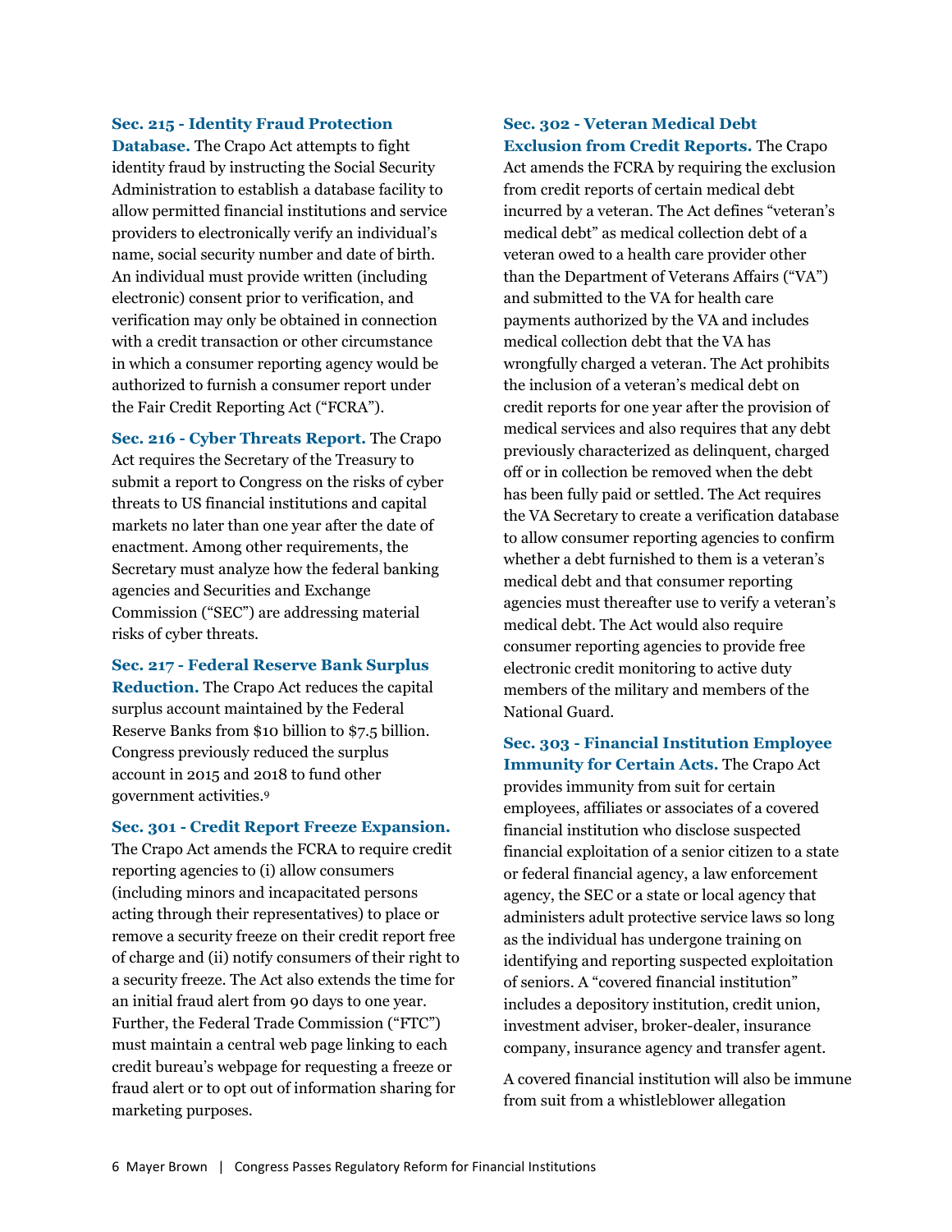**Sec. 215 - Identity Fraud Protection Database.** The Crapo Act attempts to fight identity fraud by instructing the Social Security Administration to establish a database facility to allow permitted financial institutions and service providers to electronically verify an individual's name, social security number and date of birth. An individual must provide written (including electronic) consent prior to verification, and verification may only be obtained in connection with a credit transaction or other circumstance in which a consumer reporting agency would be authorized to furnish a consumer report under the Fair Credit Reporting Act ("FCRA").

**Sec. 216 - Cyber Threats Report.** The Crapo Act requires the Secretary of the Treasury to submit a report to Congress on the risks of cyber threats to US financial institutions and capital markets no later than one year after the date of enactment. Among other requirements, the Secretary must analyze how the federal banking agencies and Securities and Exchange Commission ("SEC") are addressing material risks of cyber threats.

**Sec. 217 - Federal Reserve Bank Surplus Reduction.** The Crapo Act reduces the capital surplus account maintained by the Federal Reserve Banks from $10 billion to $7.5 billion. Congress previously reduced the surplus account in 2015 and 2018 to fund other government activities.[9]

**Sec. 301 - Credit Report Freeze Expansion.** The Crapo Act amends the FCRA to require credit reporting agencies to (i) allow consumers (including minors and incapacitated persons acting through their representatives) to place or remove a security freeze on their credit report free of charge and (ii) notify consumers of their right to a security freeze. The Act also extends the time for an initial fraud alert from 90 days to one year. Further, the Federal Trade Commission ("FTC") must maintain a central web page linking to each credit bureau's webpage for requesting a freeze or fraud alert or to opt out of information sharing for marketing purposes.

**Sec. 302 - Veteran Medical Debt Exclusion from Credit Reports.** The Crapo Act amends the FCRA by requiring the exclusion from credit reports of certain medical debt incurred by a veteran. The Act defines "veteran's medical debt" as medical collection debt of a veteran owed to a health care provider other than the Department of Veterans Affairs ("VA") and submitted to the VA for health care payments authorized by the VA and includes medical collection debt that the VA has wrongfully charged a veteran. The Act prohibits the inclusion of a veteran's medical debt on credit reports for one year after the provision of medical services and also requires that any debt previously characterized as delinquent, charged off or in collection be removed when the debt has been fully paid or settled. The Act requires the VA Secretary to create a verification database to allow consumer reporting agencies to confirm whether a debt furnished to them is a veteran's medical debt and that consumer reporting agencies must thereafter use to verify a veteran's medical debt. The Act would also require consumer reporting agencies to provide free electronic credit monitoring to active duty members of the military and members of the National Guard.

**Sec. 303 - Financial Institution Employee Immunity for Certain Acts.** The Crapo Act provides immunity from suit for certain employees, affiliates or associates of a covered financial institution who disclose suspected financial exploitation of a senior citizen to a state or federal financial agency, a law enforcement agency, the SEC or a state or local agency that administers adult protective service laws so long as the individual has undergone training on identifying and reporting suspected exploitation of seniors. A "covered financial institution" includes a depository institution, credit union, investment adviser, broker-dealer, insurance company, insurance agency and transfer agent.

A covered financial institution will also be immune from suit from a whistleblower allegation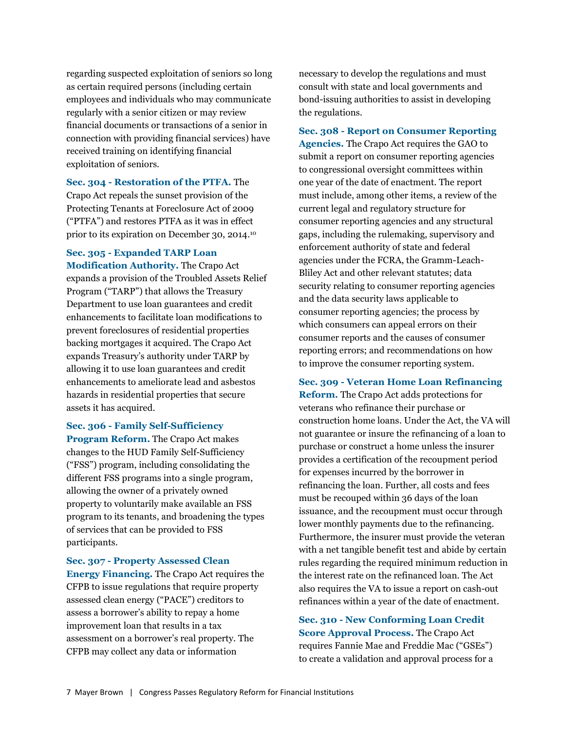regarding suspected exploitation of seniors so long as certain required persons (including certain employees and individuals who may communicate regularly with a senior citizen or may review financial documents or transactions of a senior in connection with providing financial services) have received training on identifying financial exploitation of seniors.

**Sec. 304 - Restoration of the PTFA.** The Crapo Act repeals the sunset provision of the Protecting Tenants at Foreclosure Act of 2009 ("PTFA") and restores PTFA as it was in effect prior to its expiration on December 30, 2014.[10]

**Sec. 305 - Expanded TARP Loan Modification Authority.** The Crapo Act expands a provision of the Troubled Assets Relief Program ("TARP") that allows the Treasury Department to use loan guarantees and credit enhancements to facilitate loan modifications to prevent foreclosures of residential properties backing mortgages it acquired. The Crapo Act expands Treasury's authority under TARP by allowing it to use loan guarantees and credit enhancements to ameliorate lead and asbestos hazards in residential properties that secure assets it has acquired.

**Sec. 306 - Family Self-Sufficiency Program Reform.** The Crapo Act makes changes to the HUD Family Self-Sufficiency ("FSS") program, including consolidating the different FSS programs into a single program, allowing the owner of a privately owned property to voluntarily make available an FSS program to its tenants, and broadening the types of services that can be provided to FSS participants.

**Sec. 307 - Property Assessed Clean Energy Financing.** The Crapo Act requires the CFPB to issue regulations that require property assessed clean energy ("PACE") creditors to assess a borrower's ability to repay a home improvement loan that results in a tax assessment on a borrower's real property. The CFPB may collect any data or information necessary to develop the regulations and must consult with state and local governments and bond-issuing authorities to assist in developing the regulations.

**Sec. 308 - Report on Consumer Reporting Agencies.** The Crapo Act requires the GAO to submit a report on consumer reporting agencies to congressional oversight committees within one year of the date of enactment. The report must include, among other items, a review of the current legal and regulatory structure for consumer reporting agencies and any structural gaps, including the rulemaking, supervisory and enforcement authority of state and federal agencies under the FCRA, the Gramm-Leach-Bliley Act and other relevant statutes; data security relating to consumer reporting agencies and the data security laws applicable to consumer reporting agencies; the process by which consumers can appeal errors on their consumer reports and the causes of consumer reporting errors; and recommendations on how to improve the consumer reporting system.

**Sec. 309 - Veteran Home Loan Refinancing Reform.** The Crapo Act adds protections for veterans who refinance their purchase or construction home loans. Under the Act, the VA will not guarantee or insure the refinancing of a loan to purchase or construct a home unless the insurer provides a certification of the recoupment period for expenses incurred by the borrower in refinancing the loan. Further, all costs and fees must be recouped within 36 days of the loan issuance, and the recoupment must occur through lower monthly payments due to the refinancing. Furthermore, the insurer must provide the veteran with a net tangible benefit test and abide by certain rules regarding the required minimum reduction in the interest rate on the refinanced loan. The Act also requires the VA to issue a report on cash-out refinances within a year of the date of enactment.

**Sec. 310 - New Conforming Loan Credit Score Approval Process.** The Crapo Act requires Fannie Mae and Freddie Mac ("GSEs") to create a validation and approval process for a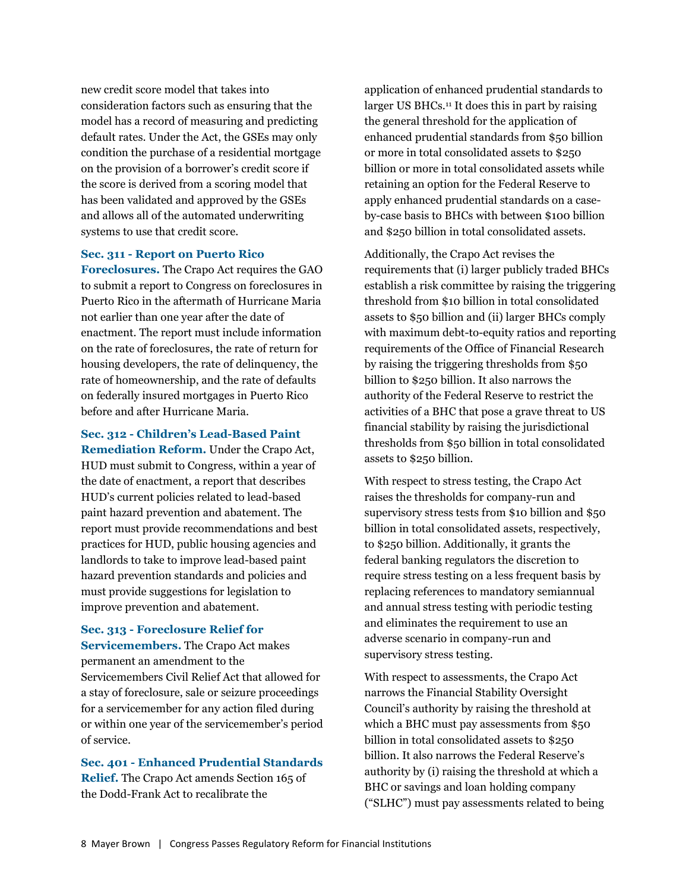new credit score model that takes into consideration factors such as ensuring that the model has a record of measuring and predicting default rates. Under the Act, the GSEs may only condition the purchase of a residential mortgage on the provision of a borrower's credit score if the score is derived from a scoring model that has been validated and approved by the GSEs and allows all of the automated underwriting systems to use that credit score.

**Sec. 311 - Report on Puerto Rico Foreclosures.** The Crapo Act requires the GAO to submit a report to Congress on foreclosures in Puerto Rico in the aftermath of Hurricane Maria not earlier than one year after the date of enactment. The report must include information on the rate of foreclosures, the rate of return for housing developers, the rate of delinquency, the rate of homeownership, and the rate of defaults on federally insured mortgages in Puerto Rico before and after Hurricane Maria.

**Sec. 312 - Children's Lead-Based Paint Remediation Reform.** Under the Crapo Act, HUD must submit to Congress, within a year of the date of enactment, a report that describes HUD's current policies related to lead-based paint hazard prevention and abatement. The report must provide recommendations and best practices for HUD, public housing agencies and landlords to take to improve lead-based paint hazard prevention standards and policies and must provide suggestions for legislation to improve prevention and abatement.

**Sec. 313 - Foreclosure Relief for Servicemembers.** The Crapo Act makes permanent an amendment to the Servicemembers Civil Relief Act that allowed for a stay of foreclosure, sale or seizure proceedings for a servicemember for any action filed during or within one year of the servicemember's period of service.

**Sec. 401 - Enhanced Prudential Standards Relief.** The Crapo Act amends Section 165 of the Dodd-Frank Act to recalibrate the application of enhanced prudential standards to larger US BHCs.[11] It does this in part by raising the general threshold for the application of enhanced prudential standards from $50 billion or more in total consolidated assets to $250 billion or more in total consolidated assets while retaining an option for the Federal Reserve to apply enhanced prudential standards on a case-by-case basis to BHCs with between $100 billion and $250 billion in total consolidated assets.

Additionally, the Crapo Act revises the requirements that (i) larger publicly traded BHCs establish a risk committee by raising the triggering threshold from $10 billion in total consolidated assets to $50 billion and (ii) larger BHCs comply with maximum debt-to-equity ratios and reporting requirements of the Office of Financial Research by raising the triggering thresholds from $50 billion to $250 billion. It also narrows the authority of the Federal Reserve to restrict the activities of a BHC that pose a grave threat to US financial stability by raising the jurisdictional thresholds from $50 billion in total consolidated assets to $250 billion.

With respect to stress testing, the Crapo Act raises the thresholds for company-run and supervisory stress tests from $10 billion and $50 billion in total consolidated assets, respectively, to $250 billion. Additionally, it grants the federal banking regulators the discretion to require stress testing on a less frequent basis by replacing references to mandatory semiannual and annual stress testing with periodic testing and eliminates the requirement to use an adverse scenario in company-run and supervisory stress testing.

With respect to assessments, the Crapo Act narrows the Financial Stability Oversight Council's authority by raising the threshold at which a BHC must pay assessments from $50 billion in total consolidated assets to $250 billion. It also narrows the Federal Reserve's authority by (i) raising the threshold at which a BHC or savings and loan holding company ("SLHC") must pay assessments related to being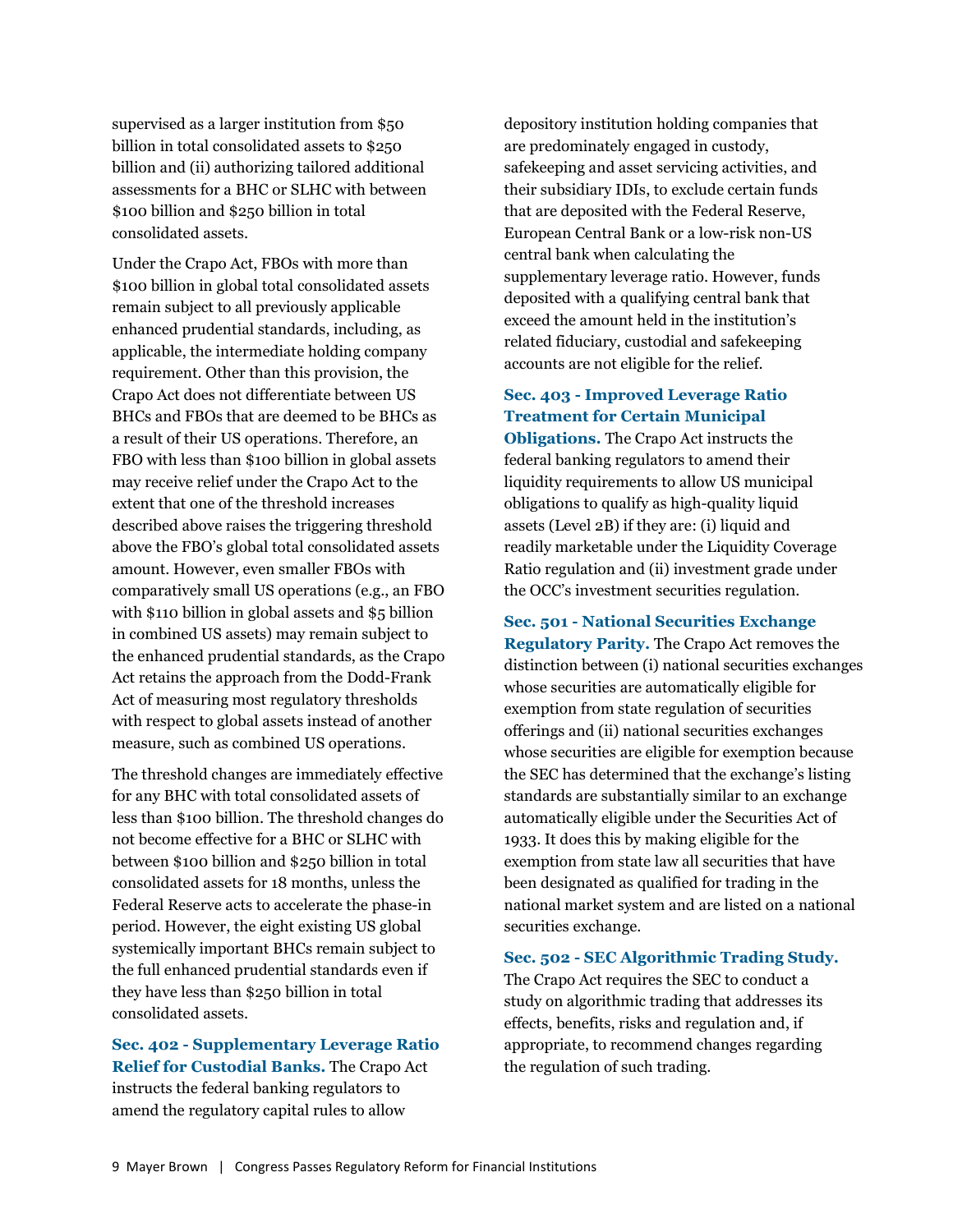supervised as a larger institution from $50 billion in total consolidated assets to $250 billion and (ii) authorizing tailored additional assessments for a BHC or SLHC with between $100 billion and $250 billion in total consolidated assets.

Under the Crapo Act, FBOs with more than $100 billion in global total consolidated assets remain subject to all previously applicable enhanced prudential standards, including, as applicable, the intermediate holding company requirement. Other than this provision, the Crapo Act does not differentiate between US BHCs and FBOs that are deemed to be BHCs as a result of their US operations. Therefore, an FBO with less than $100 billion in global assets may receive relief under the Crapo Act to the extent that one of the threshold increases described above raises the triggering threshold above the FBO's global total consolidated assets amount. However, even smaller FBOs with comparatively small US operations (e.g., an FBO with $110 billion in global assets and $5 billion in combined US assets) may remain subject to the enhanced prudential standards, as the Crapo Act retains the approach from the Dodd-Frank Act of measuring most regulatory thresholds with respect to global assets instead of another measure, such as combined US operations.

The threshold changes are immediately effective for any BHC with total consolidated assets of less than $100 billion. The threshold changes do not become effective for a BHC or SLHC with between $100 billion and $250 billion in total consolidated assets for 18 months, unless the Federal Reserve acts to accelerate the phase-in period. However, the eight existing US global systemically important BHCs remain subject to the full enhanced prudential standards even if they have less than $250 billion in total consolidated assets.

**Sec. 402 - Supplementary Leverage Ratio Relief for Custodial Banks.** The Crapo Act instructs the federal banking regulators to amend the regulatory capital rules to allow depository institution holding companies that are predominately engaged in custody, safekeeping and asset servicing activities, and their subsidiary IDIs, to exclude certain funds that are deposited with the Federal Reserve, European Central Bank or a low-risk non-US central bank when calculating the supplementary leverage ratio. However, funds deposited with a qualifying central bank that exceed the amount held in the institution's related fiduciary, custodial and safekeeping accounts are not eligible for the relief.

**Sec. 403 - Improved Leverage Ratio Treatment for Certain Municipal Obligations.** The Crapo Act instructs the federal banking regulators to amend their liquidity requirements to allow US municipal obligations to qualify as high-quality liquid assets (Level 2B) if they are: (i) liquid and readily marketable under the Liquidity Coverage Ratio regulation and (ii) investment grade under the OCC's investment securities regulation.

**Sec. 501 - National Securities Exchange Regulatory Parity.** The Crapo Act removes the distinction between (i) national securities exchanges whose securities are automatically eligible for exemption from state regulation of securities offerings and (ii) national securities exchanges whose securities are eligible for exemption because the SEC has determined that the exchange's listing standards are substantially similar to an exchange automatically eligible under the Securities Act of 1933. It does this by making eligible for the exemption from state law all securities that have been designated as qualified for trading in the national market system and are listed on a national securities exchange.

**Sec. 502 - SEC Algorithmic Trading Study.** The Crapo Act requires the SEC to conduct a study on algorithmic trading that addresses its effects, benefits, risks and regulation and, if appropriate, to recommend changes regarding the regulation of such trading.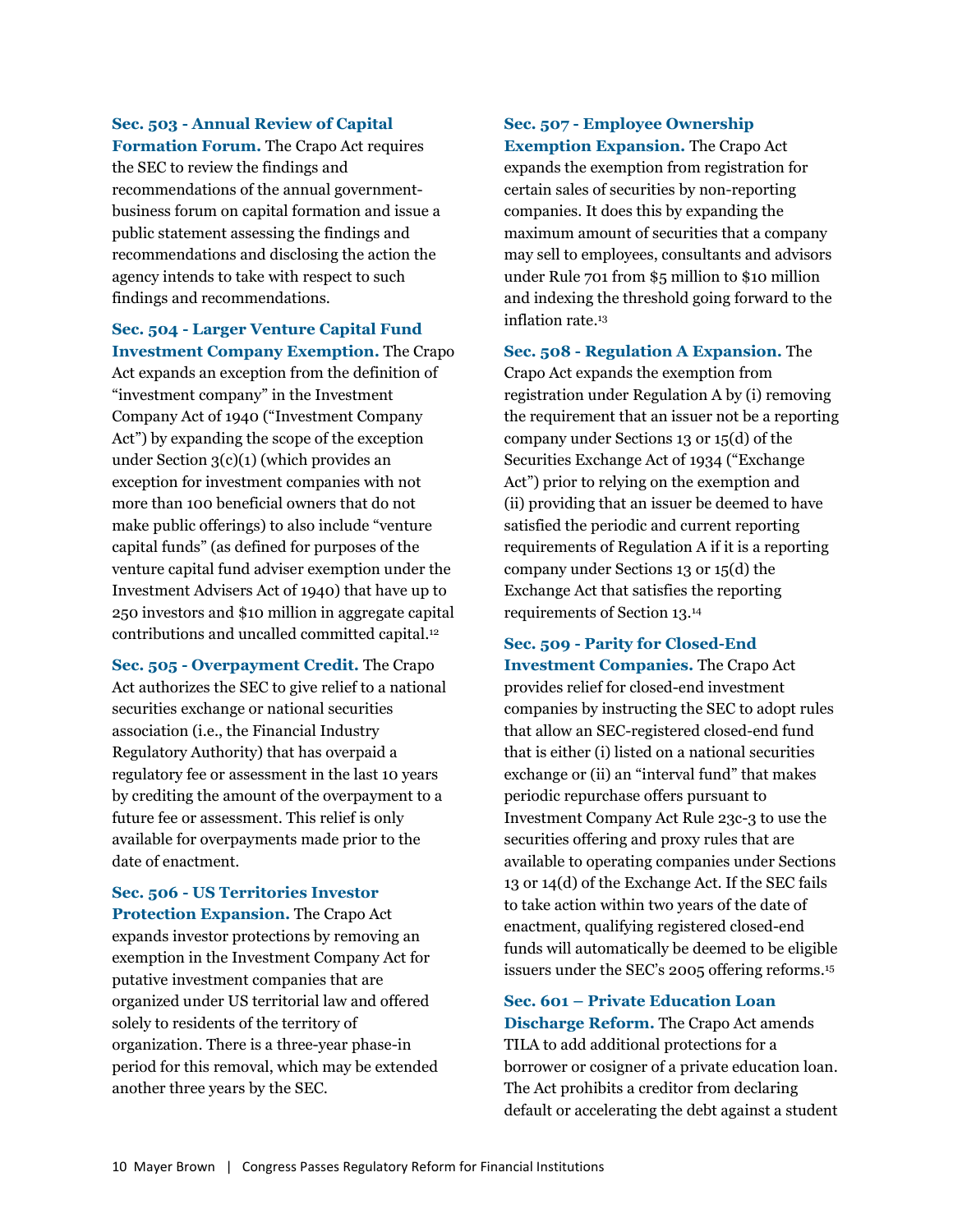**Sec. 503 - Annual Review of Capital Formation Forum.** The Crapo Act requires the SEC to review the findings and recommendations of the annual government-business forum on capital formation and issue a public statement assessing the findings and recommendations and disclosing the action the agency intends to take with respect to such findings and recommendations.

**Sec. 504 - Larger Venture Capital Fund Investment Company Exemption.** The Crapo Act expands an exception from the definition of "investment company" in the Investment Company Act of 1940 ("Investment Company Act") by expanding the scope of the exception under Section 3(c)(1) (which provides an exception for investment companies with not more than 100 beneficial owners that do not make public offerings) to also include "venture capital funds" (as defined for purposes of the venture capital fund adviser exemption under the Investment Advisers Act of 1940) that have up to 250 investors and $10 million in aggregate capital contributions and uncalled committed capital.[12]

**Sec. 505 - Overpayment Credit.** The Crapo Act authorizes the SEC to give relief to a national securities exchange or national securities association (i.e., the Financial Industry Regulatory Authority) that has overpaid a regulatory fee or assessment in the last 10 years by crediting the amount of the overpayment to a future fee or assessment. This relief is only available for overpayments made prior to the date of enactment.

**Sec. 506 - US Territories Investor Protection Expansion.** The Crapo Act expands investor protections by removing an exemption in the Investment Company Act for putative investment companies that are organized under US territorial law and offered solely to residents of the territory of organization. There is a three-year phase-in period for this removal, which may be extended another three years by the SEC.

**Sec. 507 - Employee Ownership Exemption Expansion.** The Crapo Act expands the exemption from registration for certain sales of securities by non-reporting companies. It does this by expanding the maximum amount of securities that a company may sell to employees, consultants and advisors under Rule 701 from $5 million to $10 million and indexing the threshold going forward to the inflation rate.[13]

**Sec. 508 - Regulation A Expansion.** The Crapo Act expands the exemption from registration under Regulation A by (i) removing the requirement that an issuer not be a reporting company under Sections 13 or 15(d) of the Securities Exchange Act of 1934 ("Exchange Act") prior to relying on the exemption and (ii) providing that an issuer be deemed to have satisfied the periodic and current reporting requirements of Regulation A if it is a reporting company under Sections 13 or 15(d) the Exchange Act that satisfies the reporting requirements of Section 13.[14]

**Sec. 509 - Parity for Closed-End Investment Companies.** The Crapo Act provides relief for closed-end investment companies by instructing the SEC to adopt rules that allow an SEC-registered closed-end fund that is either (i) listed on a national securities exchange or (ii) an "interval fund" that makes periodic repurchase offers pursuant to Investment Company Act Rule 23c-3 to use the securities offering and proxy rules that are available to operating companies under Sections 13 or 14(d) of the Exchange Act. If the SEC fails to take action within two years of the date of enactment, qualifying registered closed-end funds will automatically be deemed to be eligible issuers under the SEC's 2005 offering reforms.[15]

**Sec. 601 – Private Education Loan Discharge Reform.** The Crapo Act amends TILA to add additional protections for a borrower or cosigner of a private education loan. The Act prohibits a creditor from declaring default or accelerating the debt against a student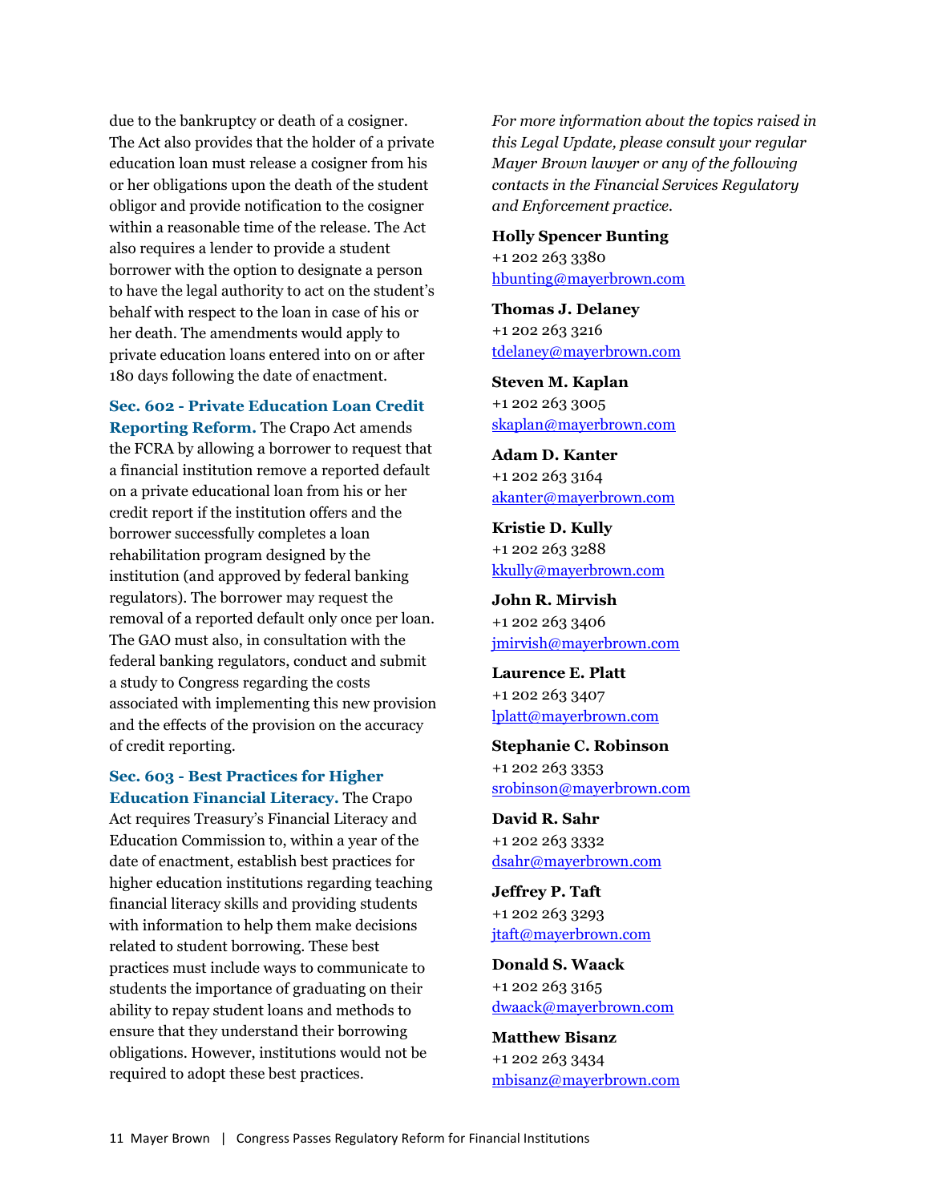due to the bankruptcy or death of a cosigner. The Act also provides that the holder of a private education loan must release a cosigner from his or her obligations upon the death of the student obligor and provide notification to the cosigner within a reasonable time of the release. The Act also requires a lender to provide a student borrower with the option to designate a person to have the legal authority to act on the student's behalf with respect to the loan in case of his or her death. The amendments would apply to private education loans entered into on or after 180 days following the date of enactment.

**Sec. 602 - Private Education Loan Credit Reporting Reform.** The Crapo Act amends the FCRA by allowing a borrower to request that a financial institution remove a reported default on a private educational loan from his or her credit report if the institution offers and the borrower successfully completes a loan rehabilitation program designed by the institution (and approved by federal banking regulators). The borrower may request the removal of a reported default only once per loan. The GAO must also, in consultation with the federal banking regulators, conduct and submit a study to Congress regarding the costs associated with implementing this new provision and the effects of the provision on the accuracy of credit reporting.

**Sec. 603 - Best Practices for Higher Education Financial Literacy.** The Crapo Act requires Treasury's Financial Literacy and Education Commission to, within a year of the date of enactment, establish best practices for higher education institutions regarding teaching financial literacy skills and providing students with information to help them make decisions related to student borrowing. These best practices must include ways to communicate to students the importance of graduating on their ability to repay student loans and methods to ensure that they understand their borrowing obligations. However, institutions would not be required to adopt these best practices.

*For more information about the topics raised in this Legal Update, please consult your regular Mayer Brown lawyer or any of the following contacts in the Financial Services Regulatory and Enforcement practice.*

**Holly Spencer Bunting**
+1 202 263 3380
hbunting@mayerbrown.com

**Thomas J. Delaney**
+1 202 263 3216
tdelaney@mayerbrown.com

**Steven M. Kaplan**
+1 202 263 3005
skaplan@mayerbrown.com

**Adam D. Kanter**
+1 202 263 3164
akanter@mayerbrown.com

**Kristie D. Kully**
+1 202 263 3288
kkully@mayerbrown.com

**John R. Mirvish**
+1 202 263 3406
jmirvish@mayerbrown.com

**Laurence E. Platt**
+1 202 263 3407
lplatt@mayerbrown.com

**Stephanie C. Robinson**
+1 202 263 3353
srobinson@mayerbrown.com

**David R. Sahr**
+1 202 263 3332
dsahr@mayerbrown.com

**Jeffrey P. Taft**
+1 202 263 3293
jtaft@mayerbrown.com

**Donald S. Waack**
+1 202 263 3165
dwaack@mayerbrown.com

**Matthew Bisanz**
+1 202 263 3434
mbisanz@mayerbrown.com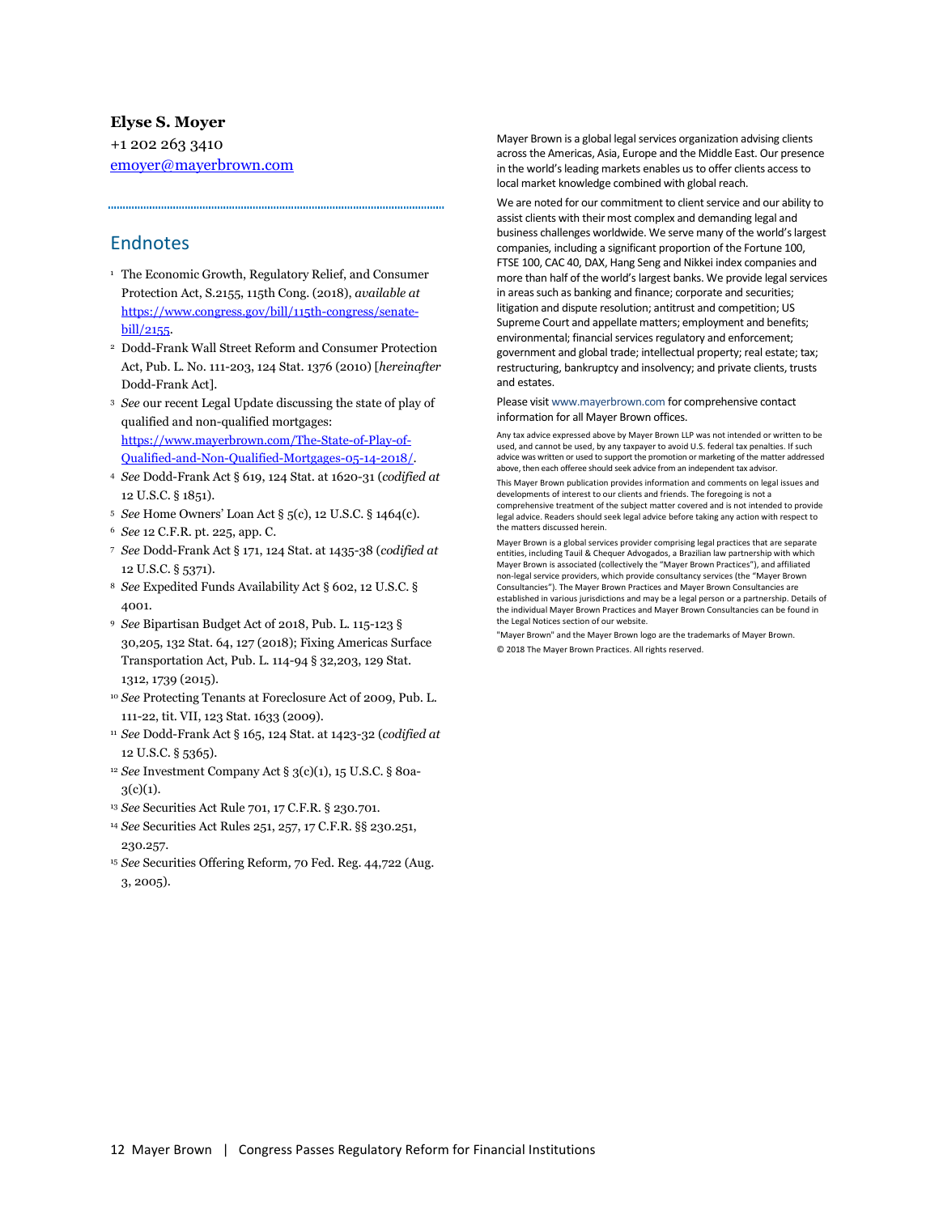**Elyse S. Moyer**

+1 202 263 3410

emoyer@mayerbrown.com

## Endnotes

1 The Economic Growth, Regulatory Relief, and Consumer Protection Act, S.2155, 115th Cong. (2018), *available at* https://www.congress.gov/bill/115th-congress/senate-bill/2155.

2 Dodd-Frank Wall Street Reform and Consumer Protection Act, Pub. L. No. 111-203, 124 Stat. 1376 (2010) [*hereinafter* Dodd-Frank Act].

3 *See* our recent Legal Update discussing the state of play of qualified and non-qualified mortgages: https://www.mayerbrown.com/The-State-of-Play-of-Qualified-and-Non-Qualified-Mortgages-05-14-2018/.

4 *See* Dodd-Frank Act § 619, 124 Stat. at 1620-31 (*codified at* 12 U.S.C. § 1851).

5 *See* Home Owners' Loan Act § 5(c), 12 U.S.C. § 1464(c).

6 *See* 12 C.F.R. pt. 225, app. C.

7 *See* Dodd-Frank Act § 171, 124 Stat. at 1435-38 (*codified at* 12 U.S.C. § 5371).

8 *See* Expedited Funds Availability Act § 602, 12 U.S.C. § 4001.

9 *See* Bipartisan Budget Act of 2018, Pub. L. 115-123 § 30,205, 132 Stat. 64, 127 (2018); Fixing Americas Surface Transportation Act, Pub. L. 114-94 § 32,203, 129 Stat. 1312, 1739 (2015).

10 *See* Protecting Tenants at Foreclosure Act of 2009, Pub. L. 111-22, tit. VII, 123 Stat. 1633 (2009).

11 *See* Dodd-Frank Act § 165, 124 Stat. at 1423-32 (*codified at* 12 U.S.C. § 5365).

12 *See* Investment Company Act § 3(c)(1), 15 U.S.C. § 80a-3(c)(1).

13 *See* Securities Act Rule 701, 17 C.F.R. § 230.701.

14 *See* Securities Act Rules 251, 257, 17 C.F.R. §§ 230.251, 230.257.

15 *See* Securities Offering Reform, 70 Fed. Reg. 44,722 (Aug. 3, 2005).

Mayer Brown is a global legal services organization advising clients across the Americas, Asia, Europe and the Middle East. Our presence in the world's leading markets enables us to offer clients access to local market knowledge combined with global reach.

We are noted for our commitment to client service and our ability to assist clients with their most complex and demanding legal and business challenges worldwide. We serve many of the world's largest companies, including a significant proportion of the Fortune 100, FTSE 100, CAC 40, DAX, Hang Seng and Nikkei index companies and more than half of the world's largest banks. We provide legal services in areas such as banking and finance; corporate and securities; litigation and dispute resolution; antitrust and competition; US Supreme Court and appellate matters; employment and benefits; environmental; financial services regulatory and enforcement; government and global trade; intellectual property; real estate; tax; restructuring, bankruptcy and insolvency; and private clients, trusts and estates.

Please visit www.mayerbrown.com for comprehensive contact information for all Mayer Brown offices.

Any tax advice expressed above by Mayer Brown LLP was not intended or written to be used, and cannot be used, by any taxpayer to avoid U.S. federal tax penalties. If such advice was written or used to support the promotion or marketing of the matter addressed above, then each offeree should seek advice from an independent tax advisor.

This Mayer Brown publication provides information and comments on legal issues and developments of interest to our clients and friends. The foregoing is not a comprehensive treatment of the subject matter covered and is not intended to provide legal advice. Readers should seek legal advice before taking any action with respect to the matters discussed herein.

Mayer Brown is a global services provider comprising legal practices that are separate entities, including Tauil & Chequer Advogados, a Brazilian law partnership with which Mayer Brown is associated (collectively the "Mayer Brown Practices"), and affiliated non-legal service providers, which provide consultancy services (the "Mayer Brown Consultancies"). The Mayer Brown Practices and Mayer Brown Consultancies are established in various jurisdictions and may be a legal person or a partnership. Details of the individual Mayer Brown Practices and Mayer Brown Consultancies can be found in the Legal Notices section of our website.

"Mayer Brown" and the Mayer Brown logo are the trademarks of Mayer Brown.

© 2018 The Mayer Brown Practices. All rights reserved.